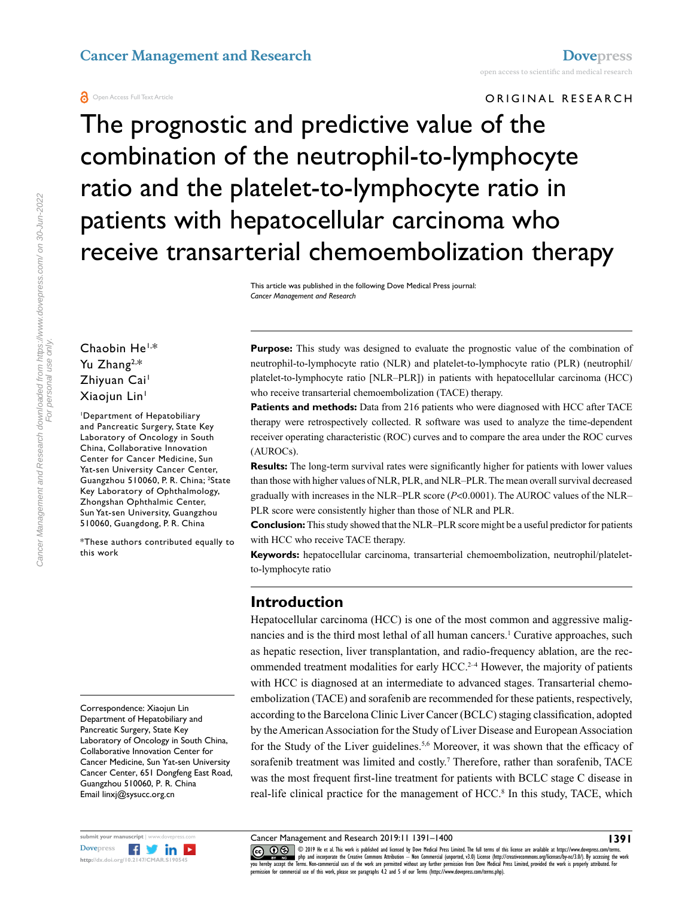ORIGINAL RESEARCH

# The prognostic and predictive value of the combination of the neutrophil-to-lymphocyte ratio and the platelet-to-lymphocyte ratio in patients with hepatocellular carcinoma who receive transarterial chemoembolization therapy

This article was published in the following Dove Medical Press journal:
*Cancer Management and Research*

Chaobin He[1,*]
Yu Zhang[2,*]
Zhiyuan Cai[1]
Xiaojun Lin[1]

[1]Department of Hepatobiliary and Pancreatic Surgery, State Key Laboratory of Oncology in South China, Collaborative Innovation Center for Cancer Medicine, Sun Yat-sen University Cancer Center, Guangzhou 510060, P. R. China; [2]State Key Laboratory of Ophthalmology, Zhongshan Ophthalmic Center, Sun Yat-sen University, Guangzhou 510060, Guangdong, P. R. China

*These authors contributed equally to this work

Correspondence: Xiaojun Lin
Department of Hepatobiliary and Pancreatic Surgery, State Key Laboratory of Oncology in South China, Collaborative Innovation Center for Cancer Medicine, Sun Yat-sen University Cancer Center, 651 Dongfeng East Road, Guangzhou 510060, P. R. China
Email linxj@sysucc.org.cn

**Purpose:** This study was designed to evaluate the prognostic value of the combination of neutrophil-to-lymphocyte ratio (NLR) and platelet-to-lymphocyte ratio (PLR) (neutrophil/platelet-to-lymphocyte ratio [NLR–PLR]) in patients with hepatocellular carcinoma (HCC) who receive transarterial chemoembolization (TACE) therapy.

**Patients and methods:** Data from 216 patients who were diagnosed with HCC after TACE therapy were retrospectively collected. R software was used to analyze the time-dependent receiver operating characteristic (ROC) curves and to compare the area under the ROC curves (AUROCs).

**Results:** The long-term survival rates were significantly higher for patients with lower values than those with higher values of NLR, PLR, and NLR–PLR. The mean overall survival decreased gradually with increases in the NLR–PLR score ($P$<0.0001). The AUROC values of the NLR–PLR score were consistently higher than those of NLR and PLR.

**Conclusion:** This study showed that the NLR–PLR score might be a useful predictor for patients with HCC who receive TACE therapy.

**Keywords:** hepatocellular carcinoma, transarterial chemoembolization, neutrophil/platelet-to-lymphocyte ratio

## Introduction

Hepatocellular carcinoma (HCC) is one of the most common and aggressive malignancies and is the third most lethal of all human cancers.[1] Curative approaches, such as hepatic resection, liver transplantation, and radio-frequency ablation, are the recommended treatment modalities for early HCC.[2–4] However, the majority of patients with HCC is diagnosed at an intermediate to advanced stages. Transarterial chemoembolization (TACE) and sorafenib are recommended for these patients, respectively, according to the Barcelona Clinic Liver Cancer (BCLC) staging classification, adopted by the American Association for the Study of Liver Disease and European Association for the Study of the Liver guidelines.[5,6] Moreover, it was shown that the efficacy of sorafenib treatment was limited and costly.[7] Therefore, rather than sorafenib, TACE was the most frequent first-line treatment for patients with BCLC stage C disease in real-life clinical practice for the management of HCC.[8] In this study, TACE, which

© 2019 He et al. This work is published and licensed by Dove Medical Press Limited. The full terms of this license are available at https://www.dovepress.com/terms.php and incorporate the Creative Commons Attribution – Non Commercial (unported, v3.0) License (http://creativecommons.org/licenses/by-nc/3.0/). By accessing the work you hereby accept the Terms. Non-commercial uses of the work are permitted without any further permission from Dove Medical Press Limited, provided the work is properly attributed. For permission for commercial use of this work, please see paragraphs 4.2 and 5 of our Terms (https://www.dovepress.com/terms.php).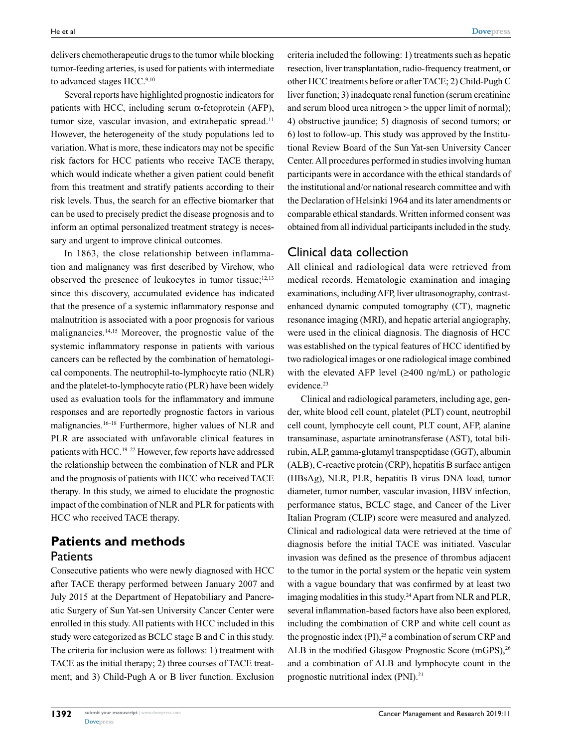delivers chemotherapeutic drugs to the tumor while blocking tumor-feeding arteries, is used for patients with intermediate to advanced stages HCC.[9,10]

Several reports have highlighted prognostic indicators for patients with HCC, including serum α-fetoprotein (AFP), tumor size, vascular invasion, and extrahepatic spread.[11] However, the heterogeneity of the study populations led to variation. What is more, these indicators may not be specific risk factors for HCC patients who receive TACE therapy, which would indicate whether a given patient could benefit from this treatment and stratify patients according to their risk levels. Thus, the search for an effective biomarker that can be used to precisely predict the disease prognosis and to inform an optimal personalized treatment strategy is necessary and urgent to improve clinical outcomes.

In 1863, the close relationship between inflammation and malignancy was first described by Virchow, who observed the presence of leukocytes in tumor tissue;[12,13] since this discovery, accumulated evidence has indicated that the presence of a systemic inflammatory response and malnutrition is associated with a poor prognosis for various malignancies.[14,15] Moreover, the prognostic value of the systemic inflammatory response in patients with various cancers can be reflected by the combination of hematological components. The neutrophil-to-lymphocyte ratio (NLR) and the platelet-to-lymphocyte ratio (PLR) have been widely used as evaluation tools for the inflammatory and immune responses and are reportedly prognostic factors in various malignancies.[16–18] Furthermore, higher values of NLR and PLR are associated with unfavorable clinical features in patients with HCC.[19–22] However, few reports have addressed the relationship between the combination of NLR and PLR and the prognosis of patients with HCC who received TACE therapy. In this study, we aimed to elucidate the prognostic impact of the combination of NLR and PLR for patients with HCC who received TACE therapy.

## Patients and methods

### Patients

Consecutive patients who were newly diagnosed with HCC after TACE therapy performed between January 2007 and July 2015 at the Department of Hepatobiliary and Pancreatic Surgery of Sun Yat-sen University Cancer Center were enrolled in this study. All patients with HCC included in this study were categorized as BCLC stage B and C in this study. The criteria for inclusion were as follows: 1) treatment with TACE as the initial therapy; 2) three courses of TACE treatment; and 3) Child-Pugh A or B liver function. Exclusion criteria included the following: 1) treatments such as hepatic resection, liver transplantation, radio-frequency treatment, or other HCC treatments before or after TACE; 2) Child-Pugh C liver function; 3) inadequate renal function (serum creatinine and serum blood urea nitrogen > the upper limit of normal); 4) obstructive jaundice; 5) diagnosis of second tumors; or 6) lost to follow-up. This study was approved by the Institutional Review Board of the Sun Yat-sen University Cancer Center. All procedures performed in studies involving human participants were in accordance with the ethical standards of the institutional and/or national research committee and with the Declaration of Helsinki 1964 and its later amendments or comparable ethical standards. Written informed consent was obtained from all individual participants included in the study.

### Clinical data collection

All clinical and radiological data were retrieved from medical records. Hematologic examination and imaging examinations, including AFP, liver ultrasonography, contrast-enhanced dynamic computed tomography (CT), magnetic resonance imaging (MRI), and hepatic arterial angiography, were used in the clinical diagnosis. The diagnosis of HCC was established on the typical features of HCC identified by two radiological images or one radiological image combined with the elevated AFP level (≥400 ng/mL) or pathologic evidence.[23]

Clinical and radiological parameters, including age, gender, white blood cell count, platelet (PLT) count, neutrophil cell count, lymphocyte cell count, PLT count, AFP, alanine transaminase, aspartate aminotransferase (AST), total bilirubin, ALP, gamma-glutamyl transpeptidase (GGT), albumin (ALB), C-reactive protein (CRP), hepatitis B surface antigen (HBsAg), NLR, PLR, hepatitis B virus DNA load, tumor diameter, tumor number, vascular invasion, HBV infection, performance status, BCLC stage, and Cancer of the Liver Italian Program (CLIP) score were measured and analyzed. Clinical and radiological data were retrieved at the time of diagnosis before the initial TACE was initiated. Vascular invasion was defined as the presence of thrombus adjacent to the tumor in the portal system or the hepatic vein system with a vague boundary that was confirmed by at least two imaging modalities in this study.[24] Apart from NLR and PLR, several inflammation-based factors have also been explored, including the combination of CRP and white cell count as the prognostic index (PI),[25] a combination of serum CRP and ALB in the modified Glasgow Prognostic Score (mGPS),[26] and a combination of ALB and lymphocyte count in the prognostic nutritional index (PNI).[21]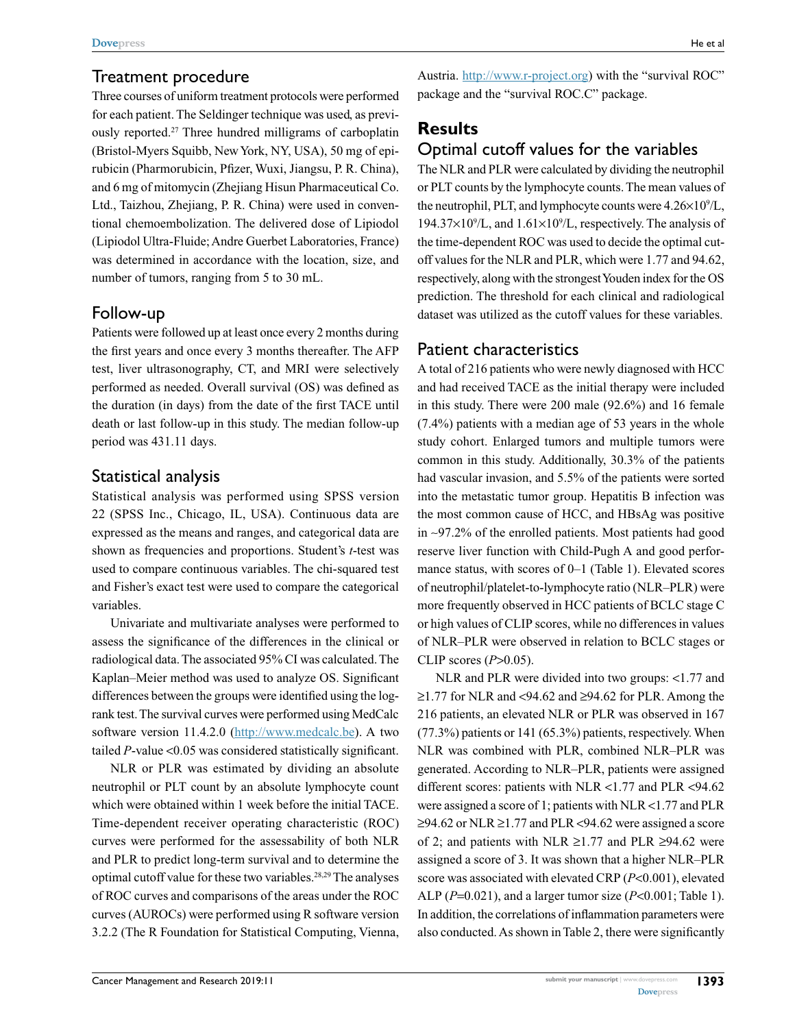## Treatment procedure

Three courses of uniform treatment protocols were performed for each patient. The Seldinger technique was used, as previously reported.[27] Three hundred milligrams of carboplatin (Bristol-Myers Squibb, New York, NY, USA), 50 mg of epirubicin (Pharmorubicin, Pfizer, Wuxi, Jiangsu, P. R. China), and 6 mg of mitomycin (Zhejiang Hisun Pharmaceutical Co. Ltd., Taizhou, Zhejiang, P. R. China) were used in conventional chemoembolization. The delivered dose of Lipiodol (Lipiodol Ultra-Fluide; Andre Guerbet Laboratories, France) was determined in accordance with the location, size, and number of tumors, ranging from 5 to 30 mL.

## Follow-up

Patients were followed up at least once every 2 months during the first years and once every 3 months thereafter. The AFP test, liver ultrasonography, CT, and MRI were selectively performed as needed. Overall survival (OS) was defined as the duration (in days) from the date of the first TACE until death or last follow-up in this study. The median follow-up period was 431.11 days.

## Statistical analysis

Statistical analysis was performed using SPSS version 22 (SPSS Inc., Chicago, IL, USA). Continuous data are expressed as the means and ranges, and categorical data are shown as frequencies and proportions. Student's *t*-test was used to compare continuous variables. The chi-squared test and Fisher's exact test were used to compare the categorical variables.

Univariate and multivariate analyses were performed to assess the significance of the differences in the clinical or radiological data. The associated 95% CI was calculated. The Kaplan–Meier method was used to analyze OS. Significant differences between the groups were identified using the log-rank test. The survival curves were performed using MedCalc software version 11.4.2.0 (http://www.medcalc.be). A two tailed *P*-value <0.05 was considered statistically significant.

NLR or PLR was estimated by dividing an absolute neutrophil or PLT count by an absolute lymphocyte count which were obtained within 1 week before the initial TACE. Time-dependent receiver operating characteristic (ROC) curves were performed for the assessability of both NLR and PLR to predict long-term survival and to determine the optimal cutoff value for these two variables.[28,29] The analyses of ROC curves and comparisons of the areas under the ROC curves (AUROCs) were performed using R software version 3.2.2 (The R Foundation for Statistical Computing, Vienna, Austria. http://www.r-project.org) with the "survival ROC" package and the "survival ROC.C" package.

# Results

## Optimal cutoff values for the variables

The NLR and PLR were calculated by dividing the neutrophil or PLT counts by the lymphocyte counts. The mean values of the neutrophil, PLT, and lymphocyte counts were $4.26\times10^9$/L, $194.37\times10^9$/L, and $1.61\times10^9$/L, respectively. The analysis of the time-dependent ROC was used to decide the optimal cutoff values for the NLR and PLR, which were 1.77 and 94.62, respectively, along with the strongest Youden index for the OS prediction. The threshold for each clinical and radiological dataset was utilized as the cutoff values for these variables.

## Patient characteristics

A total of 216 patients who were newly diagnosed with HCC and had received TACE as the initial therapy were included in this study. There were 200 male (92.6%) and 16 female (7.4%) patients with a median age of 53 years in the whole study cohort. Enlarged tumors and multiple tumors were common in this study. Additionally, 30.3% of the patients had vascular invasion, and 5.5% of the patients were sorted into the metastatic tumor group. Hepatitis B infection was the most common cause of HCC, and HBsAg was positive in ~97.2% of the enrolled patients. Most patients had good reserve liver function with Child-Pugh A and good performance status, with scores of 0–1 (Table 1). Elevated scores of neutrophil/platelet-to-lymphocyte ratio (NLR–PLR) were more frequently observed in HCC patients of BCLC stage C or high values of CLIP scores, while no differences in values of NLR–PLR were observed in relation to BCLC stages or CLIP scores (*P*>0.05).

NLR and PLR were divided into two groups: <1.77 and ≥1.77 for NLR and <94.62 and ≥94.62 for PLR. Among the 216 patients, an elevated NLR or PLR was observed in 167 (77.3%) patients or 141 (65.3%) patients, respectively. When NLR was combined with PLR, combined NLR–PLR was generated. According to NLR–PLR, patients were assigned different scores: patients with NLR <1.77 and PLR <94.62 were assigned a score of 1; patients with NLR <1.77 and PLR ≥94.62 or NLR ≥1.77 and PLR <94.62 were assigned a score of 2; and patients with NLR ≥1.77 and PLR ≥94.62 were assigned a score of 3. It was shown that a higher NLR–PLR score was associated with elevated CRP (*P*<0.001), elevated ALP (*P*=0.021), and a larger tumor size (*P*<0.001; Table 1). In addition, the correlations of inflammation parameters were also conducted. As shown in Table 2, there were significantly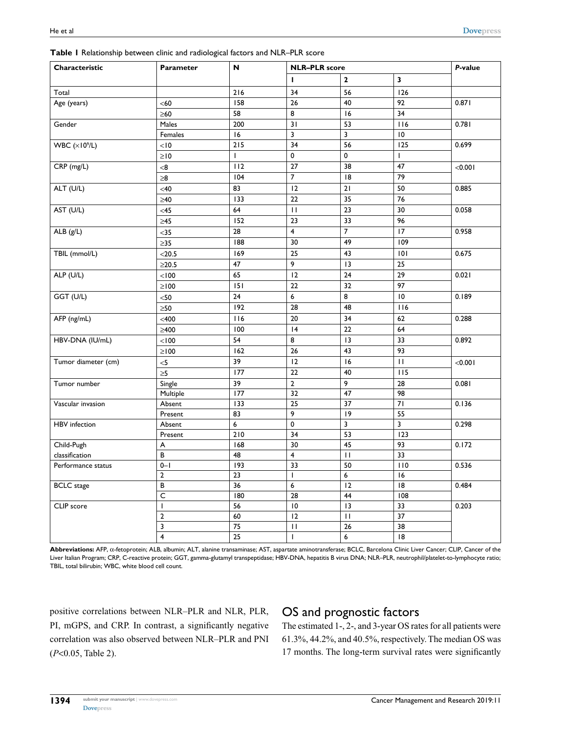**Table 1** Relationship between clinic and radiological factors and NLR–PLR score

| Characteristic | Parameter | N | NLR–PLR score | | | *P*-value |
|---|---|---|---|---|---|---|
| | | | 1 | 2 | 3 | |
| Total | | 216 | 34 | 56 | 126 | |
| Age (years) | <60 | 158 | 26 | 40 | 92 | 0.871 |
| | ≥60 | 58 | 8 | 16 | 34 | |
| Gender | Males | 200 | 31 | 53 | 116 | 0.781 |
| | Females | 16 | 3 | 3 | 10 | |
| WBC ($\times 10^9$/L) | <10 | 215 | 34 | 56 | 125 | 0.699 |
| | ≥10 | 1 | 0 | 0 | 1 | |
| CRP (mg/L) | <8 | 112 | 27 | 38 | 47 | <0.001 |
| | ≥8 | 104 | 7 | 18 | 79 | |
| ALT (U/L) | <40 | 83 | 12 | 21 | 50 | 0.885 |
| | ≥40 | 133 | 22 | 35 | 76 | |
| AST (U/L) | <45 | 64 | 11 | 23 | 30 | 0.058 |
| | ≥45 | 152 | 23 | 33 | 96 | |
| ALB (g/L) | <35 | 28 | 4 | 7 | 17 | 0.958 |
| | ≥35 | 188 | 30 | 49 | 109 | |
| TBIL (mmol/L) | <20.5 | 169 | 25 | 43 | 101 | 0.675 |
| | ≥20.5 | 47 | 9 | 13 | 25 | |
| ALP (U/L) | <100 | 65 | 12 | 24 | 29 | 0.021 |
| | ≥100 | 151 | 22 | 32 | 97 | |
| GGT (U/L) | <50 | 24 | 6 | 8 | 10 | 0.189 |
| | ≥50 | 192 | 28 | 48 | 116 | |
| AFP (ng/mL) | <400 | 116 | 20 | 34 | 62 | 0.288 |
| | ≥400 | 100 | 14 | 22 | 64 | |
| HBV-DNA (IU/mL) | <100 | 54 | 8 | 13 | 33 | 0.892 |
| | ≥100 | 162 | 26 | 43 | 93 | |
| Tumor diameter (cm) | <5 | 39 | 12 | 16 | 11 | <0.001 |
| | ≥5 | 177 | 22 | 40 | 115 | |
| Tumor number | Single | 39 | 2 | 9 | 28 | 0.081 |
| | Multiple | 177 | 32 | 47 | 98 | |
| Vascular invasion | Absent | 133 | 25 | 37 | 71 | 0.136 |
| | Present | 83 | 9 | 19 | 55 | |
| HBV infection | Absent | 6 | 0 | 3 | 3 | 0.298 |
| | Present | 210 | 34 | 53 | 123 | |
| Child-Pugh classification | A | 168 | 30 | 45 | 93 | 0.172 |
| | B | 48 | 4 | 11 | 33 | |
| Performance status | 0–1 | 193 | 33 | 50 | 110 | 0.536 |
| | 2 | 23 | 1 | 6 | 16 | |
| BCLC stage | B | 36 | 6 | 12 | 18 | 0.484 |
| | C | 180 | 28 | 44 | 108 | |
| CLIP score | 1 | 56 | 10 | 13 | 33 | 0.203 |
| | 2 | 60 | 12 | 11 | 37 | |
| | 3 | 75 | 11 | 26 | 38 | |
| | 4 | 25 | 1 | 6 | 18 | |

**Abbreviations:** AFP, α-fetoprotein; ALB, albumin; ALT, alanine transaminase; AST, aspartate aminotransferase; BCLC, Barcelona Clinic Liver Cancer; CLIP, Cancer of the Liver Italian Program; CRP, C-reactive protein; GGT, gamma-glutamyl transpeptidase; HBV-DNA, hepatitis B virus DNA; NLR–PLR, neutrophil/platelet-to-lymphocyte ratio; TBIL, total bilirubin; WBC, white blood cell count.

positive correlations between NLR–PLR and NLR, PLR, PI, mGPS, and CRP. In contrast, a significantly negative correlation was also observed between NLR–PLR and PNI ($P<0.05$, Table 2).

## OS and prognostic factors

The estimated 1-, 2-, and 3-year OS rates for all patients were 61.3%, 44.2%, and 40.5%, respectively. The median OS was 17 months. The long-term survival rates were significantly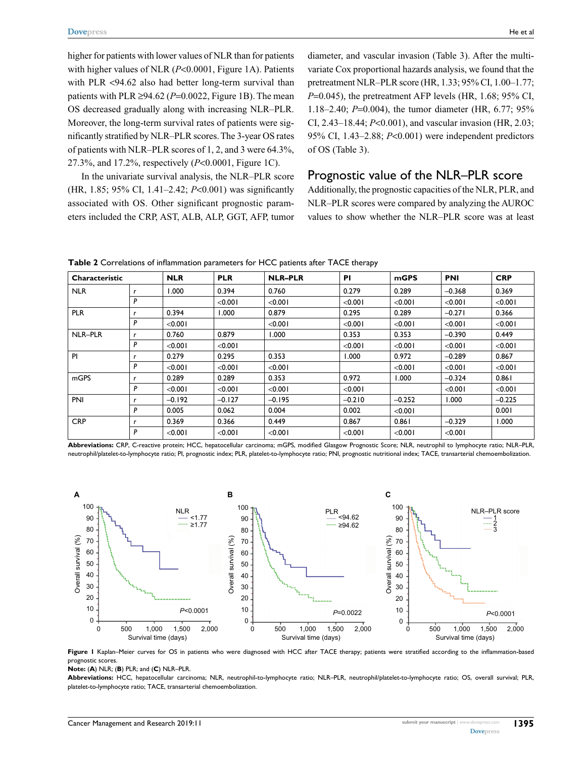higher for patients with lower values of NLR than for patients with higher values of NLR ($P<0.0001$, Figure 1A). Patients with PLR <94.62 also had better long-term survival than patients with PLR ≥94.62 ($P=0.0022$, Figure 1B). The mean OS decreased gradually along with increasing NLR–PLR. Moreover, the long-term survival rates of patients were significantly stratified by NLR–PLR scores. The 3-year OS rates of patients with NLR–PLR scores of 1, 2, and 3 were 64.3%, 27.3%, and 17.2%, respectively ($P<0.0001$, Figure 1C).

In the univariate survival analysis, the NLR–PLR score (HR, 1.85; 95% CI, 1.41–2.42; $P<0.001$) was significantly associated with OS. Other significant prognostic parameters included the CRP, AST, ALB, ALP, GGT, AFP, tumor diameter, and vascular invasion (Table 3). After the multivariate Cox proportional hazards analysis, we found that the pretreatment NLR–PLR score (HR, 1.33; 95% CI, 1.00–1.77; $P=0.045$), the pretreatment AFP levels (HR, 1.68; 95% CI, 1.18–2.40; $P=0.004$), the tumor diameter (HR, 6.77; 95% CI, 2.43–18.44; $P<0.001$), and vascular invasion (HR, 2.03; 95% CI, 1.43–2.88; $P<0.001$) were independent predictors of OS (Table 3).

## Prognostic value of the NLR–PLR score

Additionally, the prognostic capacities of the NLR, PLR, and NLR–PLR scores were compared by analyzing the AUROC values to show whether the NLR–PLR score was at least

**Table 2** Correlations of inflammation parameters for HCC patients after TACE therapy

| Characteristic | | NLR | PLR | NLR–PLR | PI | mGPS | PNI | CRP |
|---|---|---|---|---|---|---|---|---|
| NLR | *r* | 1.000 | 0.394 | 0.760 | 0.279 | 0.289 | –0.368 | 0.369 |
| | *P* | | <0.001 | <0.001 | <0.001 | <0.001 | <0.001 | <0.001 |
| PLR | *r* | 0.394 | 1.000 | 0.879 | 0.295 | 0.289 | –0.271 | 0.366 |
| | *P* | <0.001 | | <0.001 | <0.001 | <0.001 | <0.001 | <0.001 |
| NLR–PLR | *r* | 0.760 | 0.879 | 1.000 | 0.353 | 0.353 | –0.390 | 0.449 |
| | *P* | <0.001 | <0.001 | | <0.001 | <0.001 | <0.001 | <0.001 |
| PI | *r* | 0.279 | 0.295 | 0.353 | 1.000 | 0.972 | –0.289 | 0.867 |
| | *P* | <0.001 | <0.001 | <0.001 | | <0.001 | <0.001 | <0.001 |
| mGPS | *r* | 0.289 | 0.289 | 0.353 | 0.972 | 1.000 | –0.324 | 0.861 |
| | *P* | <0.001 | <0.001 | <0.001 | <0.001 | | <0.001 | <0.001 |
| PNI | *r* | –0.192 | –0.127 | –0.195 | –0.210 | –0.252 | 1.000 | –0.225 |
| | *P* | 0.005 | 0.062 | 0.004 | 0.002 | <0.001 | | 0.001 |
| CRP | *r* | 0.369 | 0.366 | 0.449 | 0.867 | 0.861 | –0.329 | 1.000 |
| | *P* | <0.001 | <0.001 | <0.001 | <0.001 | <0.001 | <0.001 | |

**Abbreviations:** CRP, C-reactive protein; HCC, hepatocellular carcinoma; mGPS, modified Glasgow Prognostic Score; NLR, neutrophil to lymphocyte ratio; NLR–PLR, neutrophil/platelet-to-lymphocyte ratio; PI, prognostic index; PLR, platelet-to-lymphocyte ratio; PNI, prognostic nutritional index; TACE, transarterial chemoembolization.

**Figure 1** Kaplan–Meier curves for OS in patients who were diagnosed with HCC after TACE therapy; patients were stratified according to the inflammation-based prognostic scores.

**Note:** (**A**) NLR; (**B**) PLR; and (**C**) NLR–PLR.

**Abbreviations:** HCC, hepatocellular carcinoma; NLR, neutrophil-to-lymphocyte ratio; NLR–PLR, neutrophil/platelet-to-lymphocyte ratio; OS, overall survival; PLR, platelet-to-lymphocyte ratio; TACE, transarterial chemoembolization.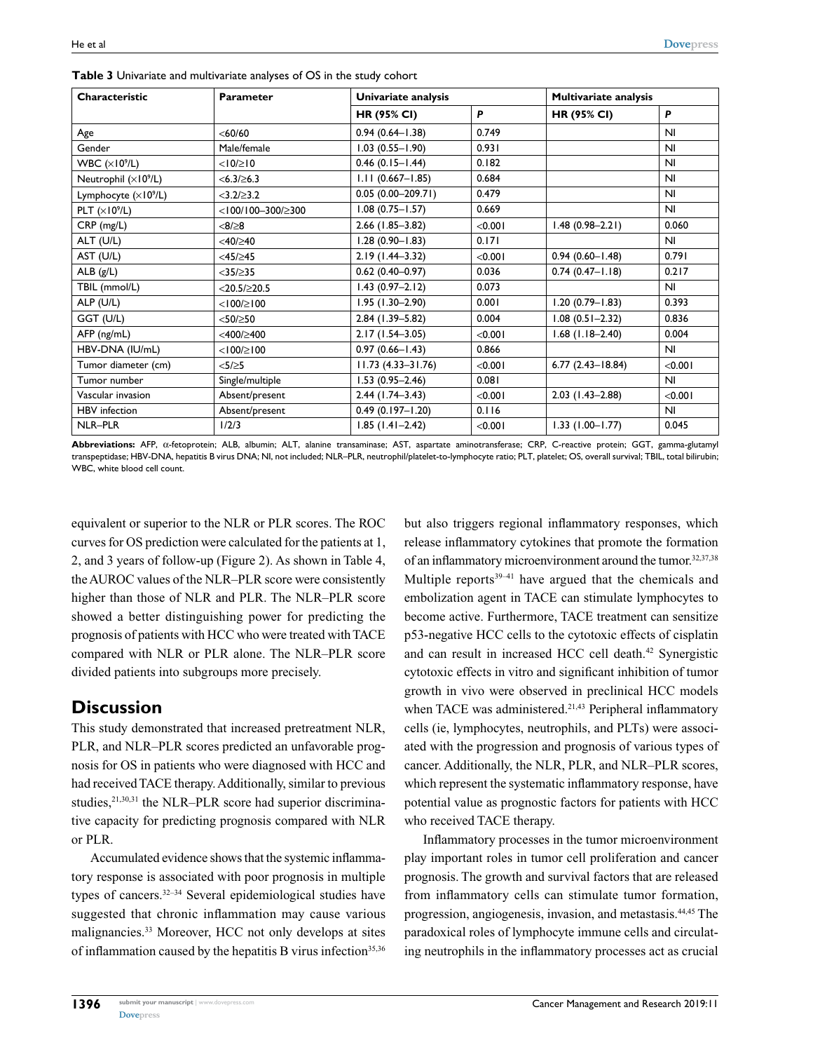**Table 3** Univariate and multivariate analyses of OS in the study cohort

| Characteristic | Parameter | Univariate analysis | | Multivariate analysis | |
|---|---|---|---|---|---|
| | | **HR (95% CI)** | ***P*** | **HR (95% CI)** | ***P*** |
| Age | <60/60 | 0.94 (0.64–1.38) | 0.749 | | NI |
| Gender | Male/female | 1.03 (0.55–1.90) | 0.931 | | NI |
| WBC ($\times 10^9$/L) | <10/≥10 | 0.46 (0.15–1.44) | 0.182 | | NI |
| Neutrophil ($\times 10^9$/L) | <6.3/≥6.3 | 1.11 (0.667–1.85) | 0.684 | | NI |
| Lymphocyte ($\times 10^9$/L) | <3.2/≥3.2 | 0.05 (0.00–209.71) | 0.479 | | NI |
| PLT ($\times 10^9$/L) | <100/100–300/≥300 | 1.08 (0.75–1.57) | 0.669 | | NI |
| CRP (mg/L) | <8/≥8 | 2.66 (1.85–3.82) | <0.001 | 1.48 (0.98–2.21) | 0.060 |
| ALT (U/L) | <40/≥40 | 1.28 (0.90–1.83) | 0.171 | | NI |
| AST (U/L) | <45/≥45 | 2.19 (1.44–3.32) | <0.001 | 0.94 (0.60–1.48) | 0.791 |
| ALB (g/L) | <35/≥35 | 0.62 (0.40–0.97) | 0.036 | 0.74 (0.47–1.18) | 0.217 |
| TBIL (mmol/L) | <20.5/≥20.5 | 1.43 (0.97–2.12) | 0.073 | | NI |
| ALP (U/L) | <100/≥100 | 1.95 (1.30–2.90) | 0.001 | 1.20 (0.79–1.83) | 0.393 |
| GGT (U/L) | <50/≥50 | 2.84 (1.39–5.82) | 0.004 | 1.08 (0.51–2.32) | 0.836 |
| AFP (ng/mL) | <400/≥400 | 2.17 (1.54–3.05) | <0.001 | 1.68 (1.18–2.40) | 0.004 |
| HBV-DNA (IU/mL) | <100/≥100 | 0.97 (0.66–1.43) | 0.866 | | NI |
| Tumor diameter (cm) | <5/≥5 | 11.73 (4.33–31.76) | <0.001 | 6.77 (2.43–18.84) | <0.001 |
| Tumor number | Single/multiple | 1.53 (0.95–2.46) | 0.081 | | NI |
| Vascular invasion | Absent/present | 2.44 (1.74–3.43) | <0.001 | 2.03 (1.43–2.88) | <0.001 |
| HBV infection | Absent/present | 0.49 (0.197–1.20) | 0.116 | | NI |
| NLR–PLR | 1/2/3 | 1.85 (1.41–2.42) | <0.001 | 1.33 (1.00–1.77) | 0.045 |

**Abbreviations:** AFP, α-fetoprotein; ALB, albumin; ALT, alanine transaminase; AST, aspartate aminotransferase; CRP, C-reactive protein; GGT, gamma-glutamyl transpeptidase; HBV-DNA, hepatitis B virus DNA; NI, not included; NLR–PLR, neutrophil/platelet-to-lymphocyte ratio; PLT, platelet; OS, overall survival; TBIL, total bilirubin; WBC, white blood cell count.

equivalent or superior to the NLR or PLR scores. The ROC curves for OS prediction were calculated for the patients at 1, 2, and 3 years of follow-up (Figure 2). As shown in Table 4, the AUROC values of the NLR–PLR score were consistently higher than those of NLR and PLR. The NLR–PLR score showed a better distinguishing power for predicting the prognosis of patients with HCC who were treated with TACE compared with NLR or PLR alone. The NLR–PLR score divided patients into subgroups more precisely.

## Discussion

This study demonstrated that increased pretreatment NLR, PLR, and NLR–PLR scores predicted an unfavorable prognosis for OS in patients who were diagnosed with HCC and had received TACE therapy. Additionally, similar to previous studies,[21,30,31] the NLR–PLR score had superior discriminative capacity for predicting prognosis compared with NLR or PLR.

Accumulated evidence shows that the systemic inflammatory response is associated with poor prognosis in multiple types of cancers.[32–34] Several epidemiological studies have suggested that chronic inflammation may cause various malignancies.[33] Moreover, HCC not only develops at sites of inflammation caused by the hepatitis B virus infection[35,36] but also triggers regional inflammatory responses, which release inflammatory cytokines that promote the formation of an inflammatory microenvironment around the tumor.[32,37,38] Multiple reports[39–41] have argued that the chemicals and embolization agent in TACE can stimulate lymphocytes to become active. Furthermore, TACE treatment can sensitize p53-negative HCC cells to the cytotoxic effects of cisplatin and can result in increased HCC cell death.[42] Synergistic cytotoxic effects in vitro and significant inhibition of tumor growth in vivo were observed in preclinical HCC models when TACE was administered.[21,43] Peripheral inflammatory cells (ie, lymphocytes, neutrophils, and PLTs) were associated with the progression and prognosis of various types of cancer. Additionally, the NLR, PLR, and NLR–PLR scores, which represent the systematic inflammatory response, have potential value as prognostic factors for patients with HCC who received TACE therapy.

Inflammatory processes in the tumor microenvironment play important roles in tumor cell proliferation and cancer prognosis. The growth and survival factors that are released from inflammatory cells can stimulate tumor formation, progression, angiogenesis, invasion, and metastasis.[44,45] The paradoxical roles of lymphocyte immune cells and circulating neutrophils in the inflammatory processes act as crucial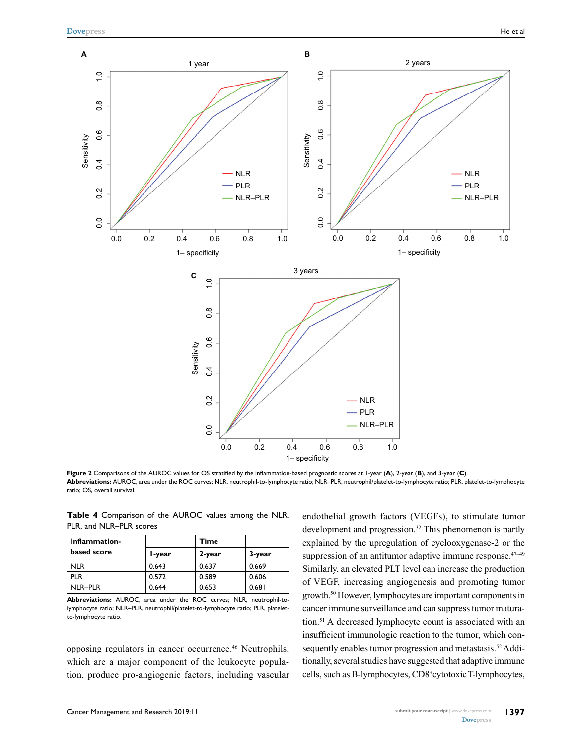**Figure 2** Comparisons of the AUROC values for OS stratified by the inflammation-based prognostic scores at 1-year (**A**), 2-year (**B**), and 3-year (**C**).
**Abbreviations:** AUROC, area under the ROC curves; NLR, neutrophil-to-lymphocyte ratio; NLR–PLR, neutrophil/platelet-to-lymphocyte ratio; PLR, platelet-to-lymphocyte ratio; OS, overall survival.

**Table 4** Comparison of the AUROC values among the NLR, PLR, and NLR–PLR scores

| Inflammation-based score | | Time | |
|---|---|---|---|
| | 1-year | 2-year | 3-year |
| NLR | 0.643 | 0.637 | 0.669 |
| PLR | 0.572 | 0.589 | 0.606 |
| NLR–PLR | 0.644 | 0.653 | 0.681 |

**Abbreviations:** AUROC, area under the ROC curves; NLR, neutrophil-to-lymphocyte ratio; NLR–PLR, neutrophil/platelet-to-lymphocyte ratio; PLR, platelet-to-lymphocyte ratio.

opposing regulators in cancer occurrence.[46] Neutrophils, which are a major component of the leukocyte population, produce pro-angiogenic factors, including vascular endothelial growth factors (VEGFs), to stimulate tumor development and progression.[32] This phenomenon is partly explained by the upregulation of cyclooxygenase-2 or the suppression of an antitumor adaptive immune response.[47–49] Similarly, an elevated PLT level can increase the production of VEGF, increasing angiogenesis and promoting tumor growth.[50] However, lymphocytes are important components in cancer immune surveillance and can suppress tumor maturation.[51] A decreased lymphocyte count is associated with an insufficient immunologic reaction to the tumor, which consequently enables tumor progression and metastasis.[52] Additionally, several studies have suggested that adaptive immune cells, such as B-lymphocytes, CD8$^{+}$cytotoxic T-lymphocytes,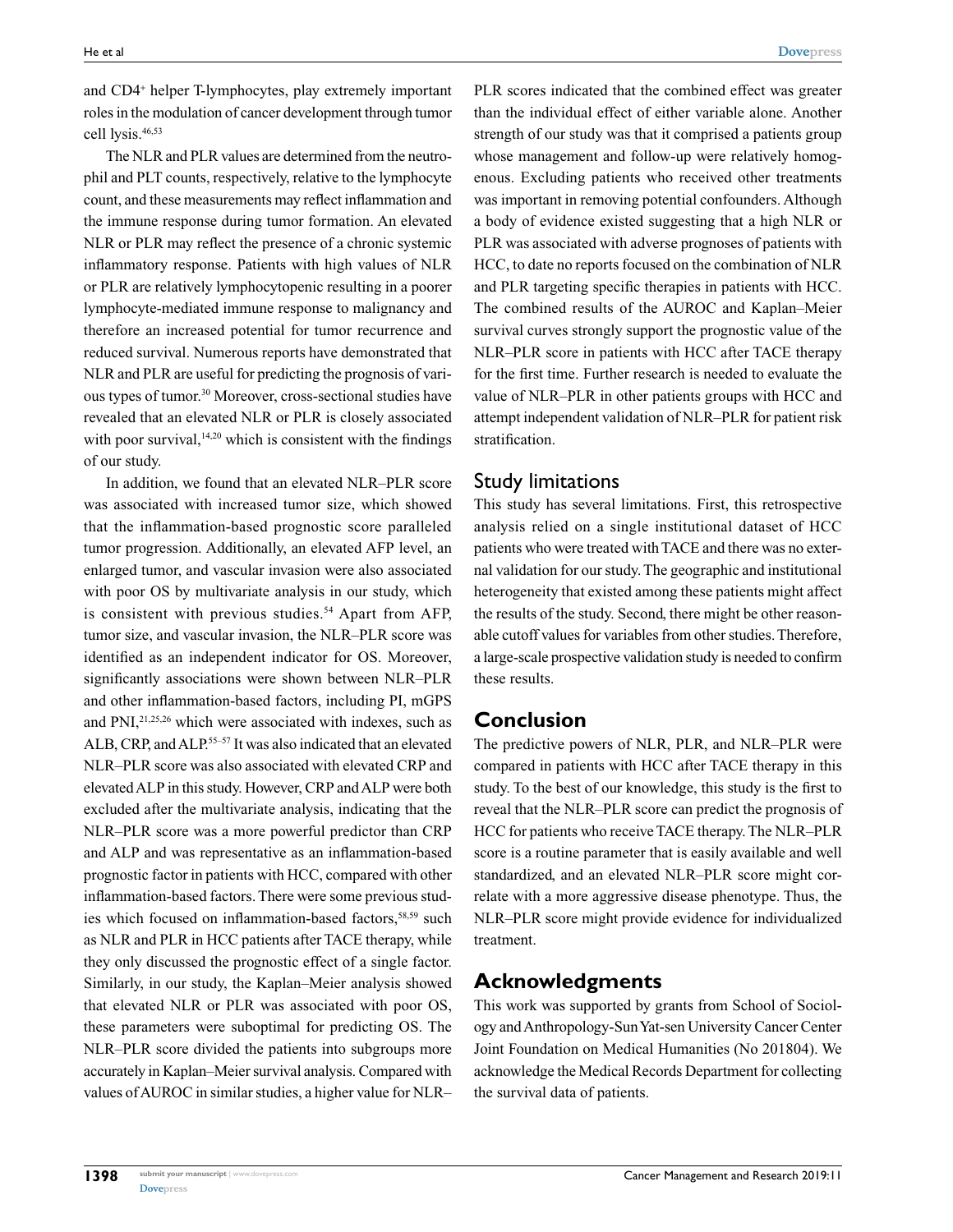and CD4+ helper T-lymphocytes, play extremely important roles in the modulation of cancer development through tumor cell lysis.[46,53]

The NLR and PLR values are determined from the neutrophil and PLT counts, respectively, relative to the lymphocyte count, and these measurements may reflect inflammation and the immune response during tumor formation. An elevated NLR or PLR may reflect the presence of a chronic systemic inflammatory response. Patients with high values of NLR or PLR are relatively lymphocytopenic resulting in a poorer lymphocyte-mediated immune response to malignancy and therefore an increased potential for tumor recurrence and reduced survival. Numerous reports have demonstrated that NLR and PLR are useful for predicting the prognosis of various types of tumor.[30] Moreover, cross-sectional studies have revealed that an elevated NLR or PLR is closely associated with poor survival,[14,20] which is consistent with the findings of our study.

In addition, we found that an elevated NLR–PLR score was associated with increased tumor size, which showed that the inflammation-based prognostic score paralleled tumor progression. Additionally, an elevated AFP level, an enlarged tumor, and vascular invasion were also associated with poor OS by multivariate analysis in our study, which is consistent with previous studies.[54] Apart from AFP, tumor size, and vascular invasion, the NLR–PLR score was identified as an independent indicator for OS. Moreover, significantly associations were shown between NLR–PLR and other inflammation-based factors, including PI, mGPS and PNI,[21,25,26] which were associated with indexes, such as ALB, CRP, and ALP.[55–57] It was also indicated that an elevated NLR–PLR score was also associated with elevated CRP and elevated ALP in this study. However, CRP and ALP were both excluded after the multivariate analysis, indicating that the NLR–PLR score was a more powerful predictor than CRP and ALP and was representative as an inflammation-based prognostic factor in patients with HCC, compared with other inflammation-based factors. There were some previous studies which focused on inflammation-based factors,[58,59] such as NLR and PLR in HCC patients after TACE therapy, while they only discussed the prognostic effect of a single factor. Similarly, in our study, the Kaplan–Meier analysis showed that elevated NLR or PLR was associated with poor OS, these parameters were suboptimal for predicting OS. The NLR–PLR score divided the patients into subgroups more accurately in Kaplan–Meier survival analysis. Compared with values of AUROC in similar studies, a higher value for NLR–PLR scores indicated that the combined effect was greater than the individual effect of either variable alone. Another strength of our study was that it comprised a patients group whose management and follow-up were relatively homogenous. Excluding patients who received other treatments was important in removing potential confounders. Although a body of evidence existed suggesting that a high NLR or PLR was associated with adverse prognoses of patients with HCC, to date no reports focused on the combination of NLR and PLR targeting specific therapies in patients with HCC. The combined results of the AUROC and Kaplan–Meier survival curves strongly support the prognostic value of the NLR–PLR score in patients with HCC after TACE therapy for the first time. Further research is needed to evaluate the value of NLR–PLR in other patients groups with HCC and attempt independent validation of NLR–PLR for patient risk stratification.

## Study limitations

This study has several limitations. First, this retrospective analysis relied on a single institutional dataset of HCC patients who were treated with TACE and there was no external validation for our study. The geographic and institutional heterogeneity that existed among these patients might affect the results of the study. Second, there might be other reasonable cutoff values for variables from other studies. Therefore, a large-scale prospective validation study is needed to confirm these results.

# Conclusion

The predictive powers of NLR, PLR, and NLR–PLR were compared in patients with HCC after TACE therapy in this study. To the best of our knowledge, this study is the first to reveal that the NLR–PLR score can predict the prognosis of HCC for patients who receive TACE therapy. The NLR–PLR score is a routine parameter that is easily available and well standardized, and an elevated NLR–PLR score might correlate with a more aggressive disease phenotype. Thus, the NLR–PLR score might provide evidence for individualized treatment.

# Acknowledgments

This work was supported by grants from School of Sociology and Anthropology-Sun Yat-sen University Cancer Center Joint Foundation on Medical Humanities (No 201804). We acknowledge the Medical Records Department for collecting the survival data of patients.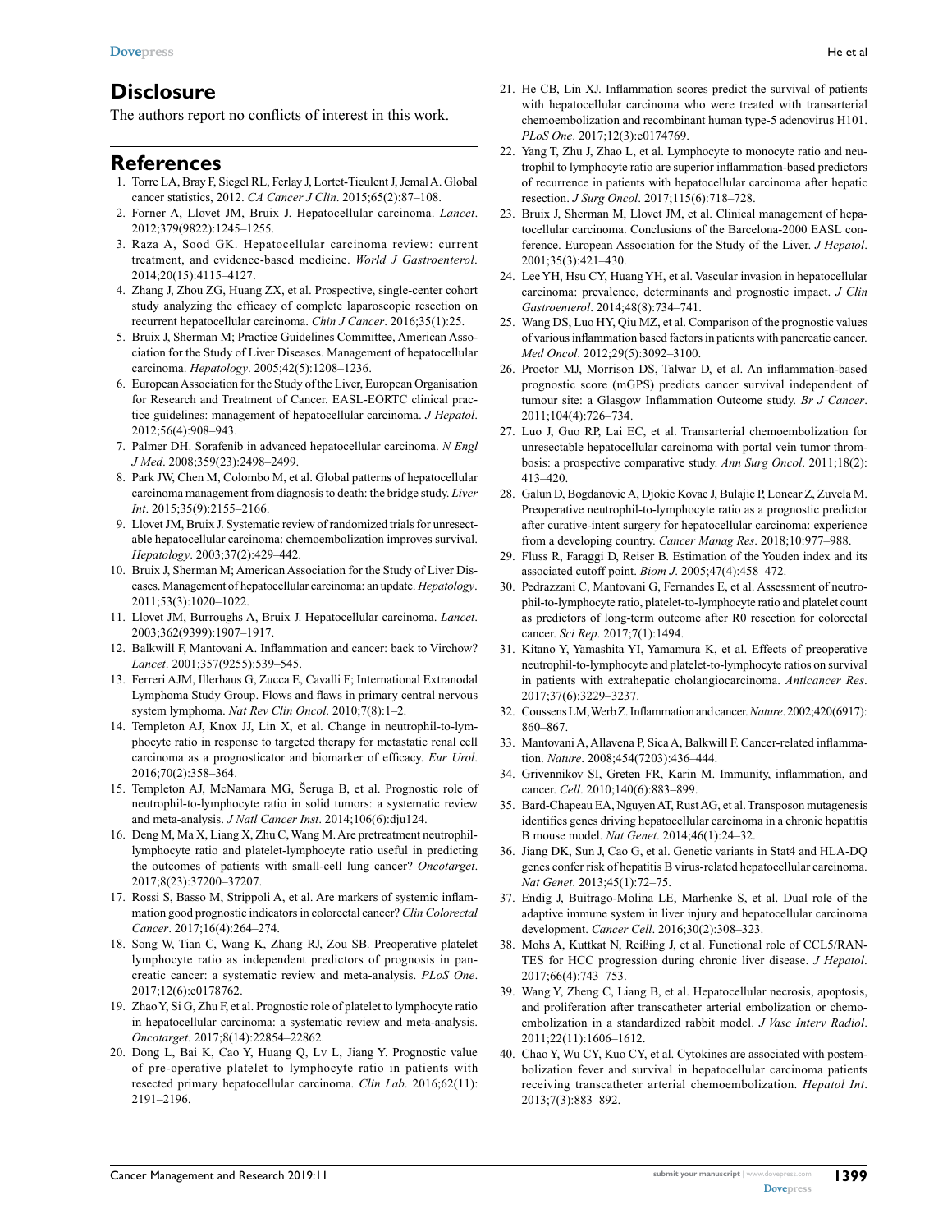## Disclosure

The authors report no conflicts of interest in this work.

## References

1. Torre LA, Bray F, Siegel RL, Ferlay J, Lortet-Tieulent J, Jemal A. Global cancer statistics, 2012. *CA Cancer J Clin*. 2015;65(2):87–108.
2. Forner A, Llovet JM, Bruix J. Hepatocellular carcinoma. *Lancet*. 2012;379(9822):1245–1255.
3. Raza A, Sood GK. Hepatocellular carcinoma review: current treatment, and evidence-based medicine. *World J Gastroenterol*. 2014;20(15):4115–4127.
4. Zhang J, Zhou ZG, Huang ZX, et al. Prospective, single-center cohort study analyzing the efficacy of complete laparoscopic resection on recurrent hepatocellular carcinoma. *Chin J Cancer*. 2016;35(1):25.
5. Bruix J, Sherman M; Practice Guidelines Committee, American Association for the Study of Liver Diseases. Management of hepatocellular carcinoma. *Hepatology*. 2005;42(5):1208–1236.
6. European Association for the Study of the Liver, European Organisation for Research and Treatment of Cancer. EASL-EORTC clinical practice guidelines: management of hepatocellular carcinoma. *J Hepatol*. 2012;56(4):908–943.
7. Palmer DH. Sorafenib in advanced hepatocellular carcinoma. *N Engl J Med*. 2008;359(23):2498–2499.
8. Park JW, Chen M, Colombo M, et al. Global patterns of hepatocellular carcinoma management from diagnosis to death: the bridge study. *Liver Int*. 2015;35(9):2155–2166.
9. Llovet JM, Bruix J. Systematic review of randomized trials for unresectable hepatocellular carcinoma: chemoembolization improves survival. *Hepatology*. 2003;37(2):429–442.
10. Bruix J, Sherman M; American Association for the Study of Liver Diseases. Management of hepatocellular carcinoma: an update. *Hepatology*. 2011;53(3):1020–1022.
11. Llovet JM, Burroughs A, Bruix J. Hepatocellular carcinoma. *Lancet*. 2003;362(9399):1907–1917.
12. Balkwill F, Mantovani A. Inflammation and cancer: back to Virchow? *Lancet*. 2001;357(9255):539–545.
13. Ferreri AJM, Illerhaus G, Zucca E, Cavalli F; International Extranodal Lymphoma Study Group. Flows and flaws in primary central nervous system lymphoma. *Nat Rev Clin Oncol*. 2010;7(8):1–2.
14. Templeton AJ, Knox JJ, Lin X, et al. Change in neutrophil-to-lymphocyte ratio in response to targeted therapy for metastatic renal cell carcinoma as a prognosticator and biomarker of efficacy. *Eur Urol*. 2016;70(2):358–364.
15. Templeton AJ, McNamara MG, Šeruga B, et al. Prognostic role of neutrophil-to-lymphocyte ratio in solid tumors: a systematic review and meta-analysis. *J Natl Cancer Inst*. 2014;106(6):dju124.
16. Deng M, Ma X, Liang X, Zhu C, Wang M. Are pretreatment neutrophil-lymphocyte ratio and platelet-lymphocyte ratio useful in predicting the outcomes of patients with small-cell lung cancer? *Oncotarget*. 2017;8(23):37200–37207.
17. Rossi S, Basso M, Strippoli A, et al. Are markers of systemic inflammation good prognostic indicators in colorectal cancer? *Clin Colorectal Cancer*. 2017;16(4):264–274.
18. Song W, Tian C, Wang K, Zhang RJ, Zou SB. Preoperative platelet lymphocyte ratio as independent predictors of prognosis in pancreatic cancer: a systematic review and meta-analysis. *PLoS One*. 2017;12(6):e0178762.
19. Zhao Y, Si G, Zhu F, et al. Prognostic role of platelet to lymphocyte ratio in hepatocellular carcinoma: a systematic review and meta-analysis. *Oncotarget*. 2017;8(14):22854–22862.
20. Dong L, Bai K, Cao Y, Huang Q, Lv L, Jiang Y. Prognostic value of pre-operative platelet to lymphocyte ratio in patients with resected primary hepatocellular carcinoma. *Clin Lab*. 2016;62(11):2191–2196.
21. He CB, Lin XJ. Inflammation scores predict the survival of patients with hepatocellular carcinoma who were treated with transarterial chemoembolization and recombinant human type-5 adenovirus H101. *PLoS One*. 2017;12(3):e0174769.
22. Yang T, Zhu J, Zhao L, et al. Lymphocyte to monocyte ratio and neutrophil to lymphocyte ratio are superior inflammation-based predictors of recurrence in patients with hepatocellular carcinoma after hepatic resection. *J Surg Oncol*. 2017;115(6):718–728.
23. Bruix J, Sherman M, Llovet JM, et al. Clinical management of hepatocellular carcinoma. Conclusions of the Barcelona-2000 EASL conference. European Association for the Study of the Liver. *J Hepatol*. 2001;35(3):421–430.
24. Lee YH, Hsu CY, Huang YH, et al. Vascular invasion in hepatocellular carcinoma: prevalence, determinants and prognostic impact. *J Clin Gastroenterol*. 2014;48(8):734–741.
25. Wang DS, Luo HY, Qiu MZ, et al. Comparison of the prognostic values of various inflammation based factors in patients with pancreatic cancer. *Med Oncol*. 2012;29(5):3092–3100.
26. Proctor MJ, Morrison DS, Talwar D, et al. An inflammation-based prognostic score (mGPS) predicts cancer survival independent of tumour site: a Glasgow Inflammation Outcome study. *Br J Cancer*. 2011;104(4):726–734.
27. Luo J, Guo RP, Lai EC, et al. Transarterial chemoembolization for unresectable hepatocellular carcinoma with portal vein tumor thrombosis: a prospective comparative study. *Ann Surg Oncol*. 2011;18(2):413–420.
28. Galun D, Bogdanovic A, Djokic Kovac J, Bulajic P, Loncar Z, Zuvela M. Preoperative neutrophil-to-lymphocyte ratio as a prognostic predictor after curative-intent surgery for hepatocellular carcinoma: experience from a developing country. *Cancer Manag Res*. 2018;10:977–988.
29. Fluss R, Faraggi D, Reiser B. Estimation of the Youden index and its associated cutoff point. *Biom J*. 2005;47(4):458–472.
30. Pedrazzani C, Mantovani G, Fernandes E, et al. Assessment of neutrophil-to-lymphocyte ratio, platelet-to-lymphocyte ratio and platelet count as predictors of long-term outcome after R0 resection for colorectal cancer. *Sci Rep*. 2017;7(1):1494.
31. Kitano Y, Yamashita YI, Yamamura K, et al. Effects of preoperative neutrophil-to-lymphocyte and platelet-to-lymphocyte ratios on survival in patients with extrahepatic cholangiocarcinoma. *Anticancer Res*. 2017;37(6):3229–3237.
32. Coussens LM, Werb Z. Inflammation and cancer. *Nature*. 2002;420(6917):860–867.
33. Mantovani A, Allavena P, Sica A, Balkwill F. Cancer-related inflammation. *Nature*. 2008;454(7203):436–444.
34. Grivennikov SI, Greten FR, Karin M. Immunity, inflammation, and cancer. *Cell*. 2010;140(6):883–899.
35. Bard-Chapeau EA, Nguyen AT, Rust AG, et al. Transposon mutagenesis identifies genes driving hepatocellular carcinoma in a chronic hepatitis B mouse model. *Nat Genet*. 2014;46(1):24–32.
36. Jiang DK, Sun J, Cao G, et al. Genetic variants in Stat4 and HLA-DQ genes confer risk of hepatitis B virus-related hepatocellular carcinoma. *Nat Genet*. 2013;45(1):72–75.
37. Endig J, Buitrago-Molina LE, Marhenke S, et al. Dual role of the adaptive immune system in liver injury and hepatocellular carcinoma development. *Cancer Cell*. 2016;30(2):308–323.
38. Mohs A, Kuttkat N, Reißing J, et al. Functional role of CCL5/RANTES for HCC progression during chronic liver disease. *J Hepatol*. 2017;66(4):743–753.
39. Wang Y, Zheng C, Liang B, et al. Hepatocellular necrosis, apoptosis, and proliferation after transcatheter arterial embolization or chemoembolization in a standardized rabbit model. *J Vasc Interv Radiol*. 2011;22(11):1606–1612.
40. Chao Y, Wu CY, Kuo CY, et al. Cytokines are associated with postembolization fever and survival in hepatocellular carcinoma patients receiving transcatheter arterial chemoembolization. *Hepatol Int*. 2013;7(3):883–892.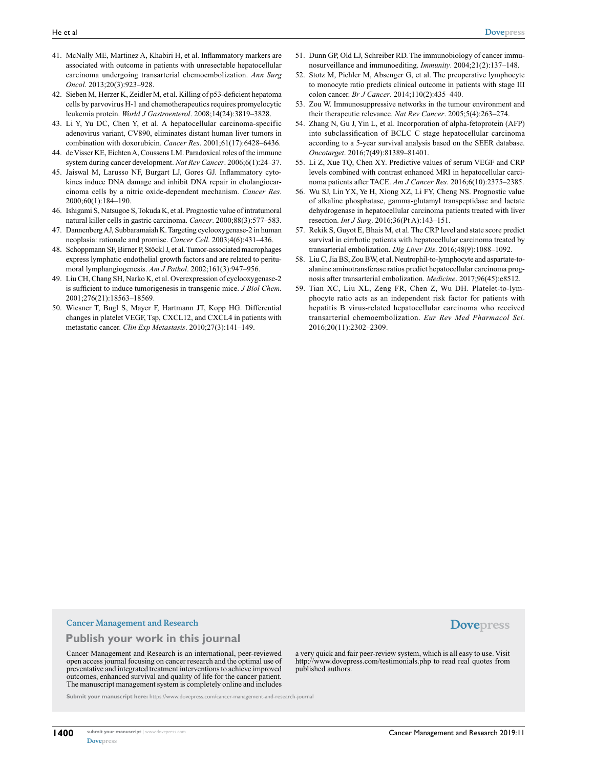41. McNally ME, Martinez A, Khabiri H, et al. Inflammatory markers are associated with outcome in patients with unresectable hepatocellular carcinoma undergoing transarterial chemoembolization. *Ann Surg Oncol*. 2013;20(3):923–928.
42. Sieben M, Herzer K, Zeidler M, et al. Killing of p53-deficient hepatoma cells by parvovirus H-1 and chemotherapeutics requires promyelocytic leukemia protein. *World J Gastroenterol*. 2008;14(24):3819–3828.
43. Li Y, Yu DC, Chen Y, et al. A hepatocellular carcinoma-specific adenovirus variant, CV890, eliminates distant human liver tumors in combination with doxorubicin. *Cancer Res*. 2001;61(17):6428–6436.
44. de Visser KE, Eichten A, Coussens LM. Paradoxical roles of the immune system during cancer development. *Nat Rev Cancer*. 2006;6(1):24–37.
45. Jaiswal M, Larusso NF, Burgart LJ, Gores GJ. Inflammatory cytokines induce DNA damage and inhibit DNA repair in cholangiocarcinoma cells by a nitric oxide-dependent mechanism. *Cancer Res*. 2000;60(1):184–190.
46. Ishigami S, Natsugoe S, Tokuda K, et al. Prognostic value of intratumoral natural killer cells in gastric carcinoma. *Cancer*. 2000;88(3):577–583.
47. Dannenberg AJ, Subbaramaiah K. Targeting cyclooxygenase-2 in human neoplasia: rationale and promise. *Cancer Cell*. 2003;4(6):431–436.
48. Schoppmann SF, Birner P, Stöckl J, et al. Tumor-associated macrophages express lymphatic endothelial growth factors and are related to peritumoral lymphangiogenesis. *Am J Pathol*. 2002;161(3):947–956.
49. Liu CH, Chang SH, Narko K, et al. Overexpression of cyclooxygenase-2 is sufficient to induce tumorigenesis in transgenic mice. *J Biol Chem*. 2001;276(21):18563–18569.
50. Wiesner T, Bugl S, Mayer F, Hartmann JT, Kopp HG. Differential changes in platelet VEGF, Tsp, CXCL12, and CXCL4 in patients with metastatic cancer. *Clin Exp Metastasis*. 2010;27(3):141–149.
51. Dunn GP, Old LJ, Schreiber RD. The immunobiology of cancer immunosurveillance and immunoediting. *Immunity*. 2004;21(2):137–148.
52. Stotz M, Pichler M, Absenger G, et al. The preoperative lymphocyte to monocyte ratio predicts clinical outcome in patients with stage III colon cancer. *Br J Cancer*. 2014;110(2):435–440.
53. Zou W. Immunosuppressive networks in the tumour environment and their therapeutic relevance. *Nat Rev Cancer*. 2005;5(4):263–274.
54. Zhang N, Gu J, Yin L, et al. Incorporation of alpha-fetoprotein (AFP) into subclassification of BCLC C stage hepatocellular carcinoma according to a 5-year survival analysis based on the SEER database. *Oncotarget*. 2016;7(49):81389–81401.
55. Li Z, Xue TQ, Chen XY. Predictive values of serum VEGF and CRP levels combined with contrast enhanced MRI in hepatocellular carcinoma patients after TACE. *Am J Cancer Res*. 2016;6(10):2375–2385.
56. Wu SJ, Lin YX, Ye H, Xiong XZ, Li FY, Cheng NS. Prognostic value of alkaline phosphatase, gamma-glutamyl transpeptidase and lactate dehydrogenase in hepatocellular carcinoma patients treated with liver resection. *Int J Surg*. 2016;36(Pt A):143–151.
57. Rekik S, Guyot E, Bhais M, et al. The CRP level and state score predict survival in cirrhotic patients with hepatocellular carcinoma treated by transarterial embolization. *Dig Liver Dis*. 2016;48(9):1088–1092.
58. Liu C, Jia BS, Zou BW, et al. Neutrophil-to-lymphocyte and aspartate-to-alanine aminotransferase ratios predict hepatocellular carcinoma prognosis after transarterial embolization. *Medicine*. 2017;96(45):e8512.
59. Tian XC, Liu XL, Zeng FR, Chen Z, Wu DH. Platelet-to-lymphocyte ratio acts as an independent risk factor for patients with hepatitis B virus-related hepatocellular carcinoma who received transarterial chemoembolization. *Eur Rev Med Pharmacol Sci*. 2016;20(11):2302–2309.

**Cancer Management and Research**

**Dovepress**

## Publish your work in this journal

Cancer Management and Research is an international, peer-reviewed open access journal focusing on cancer research and the optimal use of preventative and integrated treatment interventions to achieve improved outcomes, enhanced survival and quality of life for the cancer patient. The manuscript management system is completely online and includes a very quick and fair peer-review system, which is all easy to use. Visit http://www.dovepress.com/testimonials.php to read real quotes from published authors.

**Submit your manuscript here:** https://www.dovepress.com/cancer-management-and-research-journal